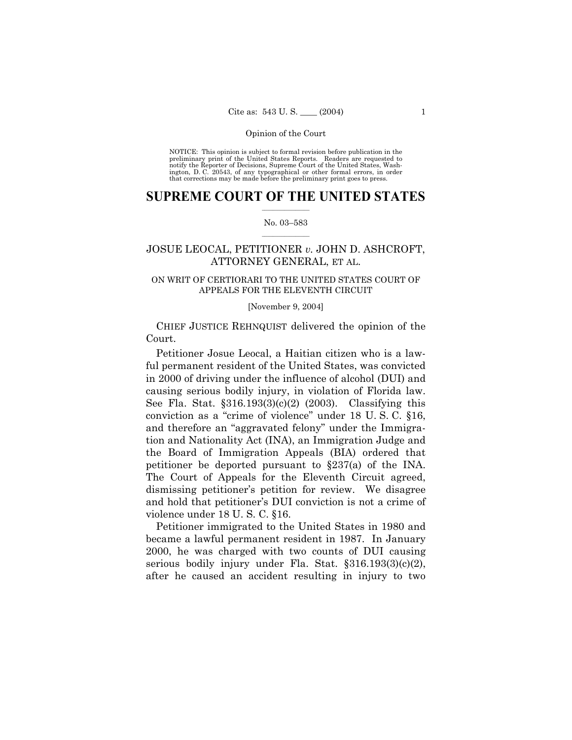Opinion of the Court

NOTICE: This opinion is subject to formal revision before publication in the preliminary print of the United States Reports. Readers are requested to notify the Reporter of Decisions, Supreme Court of the United States, Washington, D. C. 20543, of any typographical or other formal errors, in order that corrections may be made before the preliminary print goes to press.

# SUPREME COURT OF THE UNITED STATES

No. 03–583

## JOSUE LEOCAL, PETITIONER *v.* JOHN D. ASHCROFT, ATTORNEY GENERAL, ET AL.

ON WRIT OF CERTIORARI TO THE UNITED STATES COURT OF APPEALS FOR THE ELEVENTH CIRCUIT

[November 9, 2004]

CHIEF JUSTICE REHNQUIST delivered the opinion of the Court.

Petitioner Josue Leocal, a Haitian citizen who is a lawful permanent resident of the United States, was convicted in 2000 of driving under the influence of alcohol (DUI) and causing serious bodily injury, in violation of Florida law. See Fla. Stat. §316.193(3)(c)(2) (2003). Classifying this conviction as a "crime of violence" under 18 U. S. C. §16, and therefore an "aggravated felony" under the Immigration and Nationality Act (INA), an Immigration Judge and the Board of Immigration Appeals (BIA) ordered that petitioner be deported pursuant to §237(a) of the INA. The Court of Appeals for the Eleventh Circuit agreed, dismissing petitioner's petition for review. We disagree and hold that petitioner's DUI conviction is not a crime of violence under 18 U. S. C. §16.

Petitioner immigrated to the United States in 1980 and became a lawful permanent resident in 1987. In January 2000, he was charged with two counts of DUI causing serious bodily injury under Fla. Stat. §316.193(3)(c)(2), after he caused an accident resulting in injury to two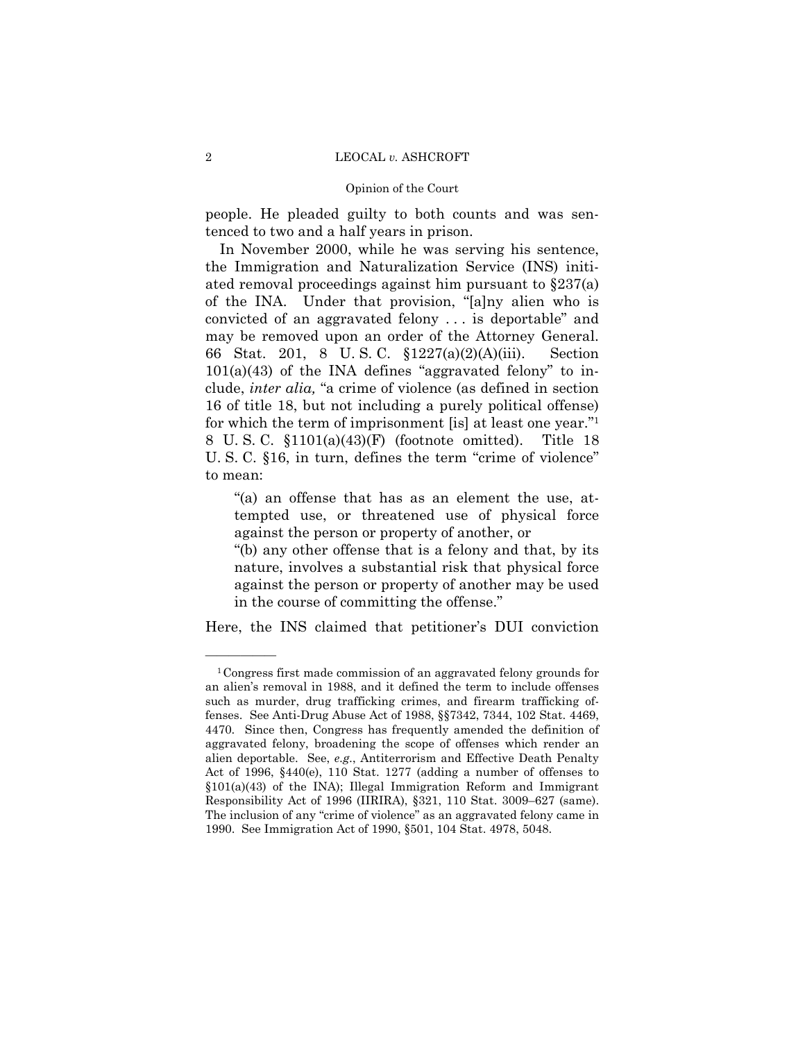people. He pleaded guilty to both counts and was sentenced to two and a half years in prison.

In November 2000, while he was serving his sentence, the Immigration and Naturalization Service (INS) initiated removal proceedings against him pursuant to §237(a) of the INA. Under that provision, "[a]ny alien who is convicted of an aggravated felony . . . is deportable" and may be removed upon an order of the Attorney General. 66 Stat. 201, 8 U. S. C. §1227(a)(2)(A)(iii). Section 101(a)(43) of the INA defines "aggravated felony" to include, *inter alia,* "a crime of violence (as defined in section 16 of title 18, but not including a purely political offense) for which the term of imprisonment [is] at least one year."[1] 8 U. S. C. §1101(a)(43)(F) (footnote omitted). Title 18 U. S. C. §16, in turn, defines the term "crime of violence" to mean:

> "(a) an offense that has as an element the use, attempted use, or threatened use of physical force against the person or property of another, or
>
> "(b) any other offense that is a felony and that, by its nature, involves a substantial risk that physical force against the person or property of another may be used in the course of committing the offense."

Here, the INS claimed that petitioner's DUI conviction

---

[1] Congress first made commission of an aggravated felony grounds for an alien's removal in 1988, and it defined the term to include offenses such as murder, drug trafficking crimes, and firearm trafficking offenses. See Anti-Drug Abuse Act of 1988, §§7342, 7344, 102 Stat. 4469, 4470. Since then, Congress has frequently amended the definition of aggravated felony, broadening the scope of offenses which render an alien deportable. See, *e.g.*, Antiterrorism and Effective Death Penalty Act of 1996, §440(e), 110 Stat. 1277 (adding a number of offenses to §101(a)(43) of the INA); Illegal Immigration Reform and Immigrant Responsibility Act of 1996 (IIRIRA), §321, 110 Stat. 3009–627 (same). The inclusion of any "crime of violence" as an aggravated felony came in 1990. See Immigration Act of 1990, §501, 104 Stat. 4978, 5048.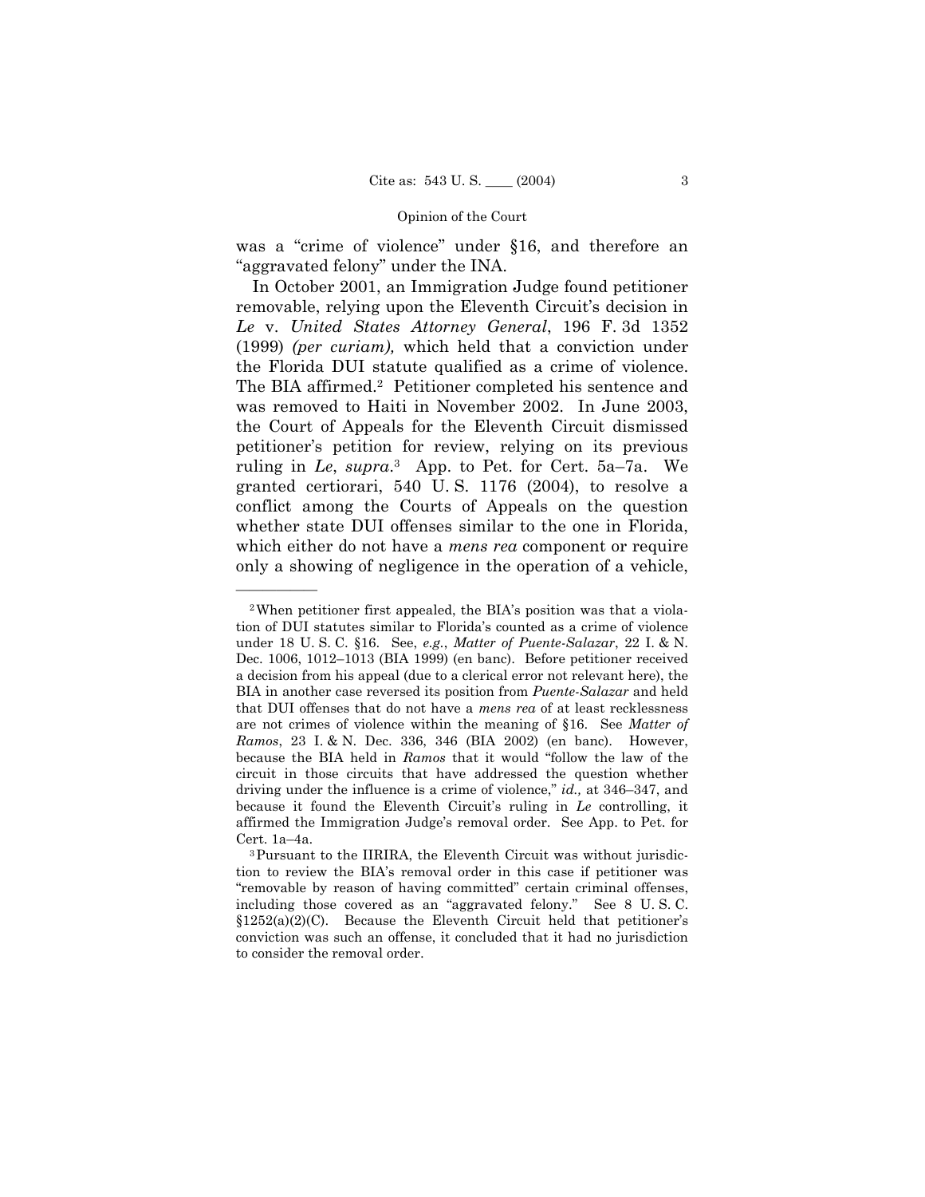was a "crime of violence" under §16, and therefore an "aggravated felony" under the INA.

In October 2001, an Immigration Judge found petitioner removable, relying upon the Eleventh Circuit's decision in *Le* v. *United States Attorney General*, 196 F. 3d 1352 (1999) *(per curiam),* which held that a conviction under the Florida DUI statute qualified as a crime of violence. The BIA affirmed.[2] Petitioner completed his sentence and was removed to Haiti in November 2002. In June 2003, the Court of Appeals for the Eleventh Circuit dismissed petitioner's petition for review, relying on its previous ruling in *Le*, *supra*.[3] App. to Pet. for Cert. 5a–7a. We granted certiorari, 540 U. S. 1176 (2004), to resolve a conflict among the Courts of Appeals on the question whether state DUI offenses similar to the one in Florida, which either do not have a *mens rea* component or require only a showing of negligence in the operation of a vehicle,

---

[2] When petitioner first appealed, the BIA's position was that a violation of DUI statutes similar to Florida's counted as a crime of violence under 18 U. S. C. §16. See, *e.g.*, *Matter of Puente-Salazar*, 22 I. & N. Dec. 1006, 1012–1013 (BIA 1999) (en banc). Before petitioner received a decision from his appeal (due to a clerical error not relevant here), the BIA in another case reversed its position from *Puente-Salazar* and held that DUI offenses that do not have a *mens rea* of at least recklessness are not crimes of violence within the meaning of §16. See *Matter of Ramos*, 23 I. & N. Dec. 336, 346 (BIA 2002) (en banc). However, because the BIA held in *Ramos* that it would "follow the law of the circuit in those circuits that have addressed the question whether driving under the influence is a crime of violence," *id.,* at 346–347, and because it found the Eleventh Circuit's ruling in *Le* controlling, it affirmed the Immigration Judge's removal order. See App. to Pet. for Cert. 1a–4a.

[3] Pursuant to the IIRIRA, the Eleventh Circuit was without jurisdiction to review the BIA's removal order in this case if petitioner was "removable by reason of having committed" certain criminal offenses, including those covered as an "aggravated felony." See 8 U. S. C. §1252(a)(2)(C). Because the Eleventh Circuit held that petitioner's conviction was such an offense, it concluded that it had no jurisdiction to consider the removal order.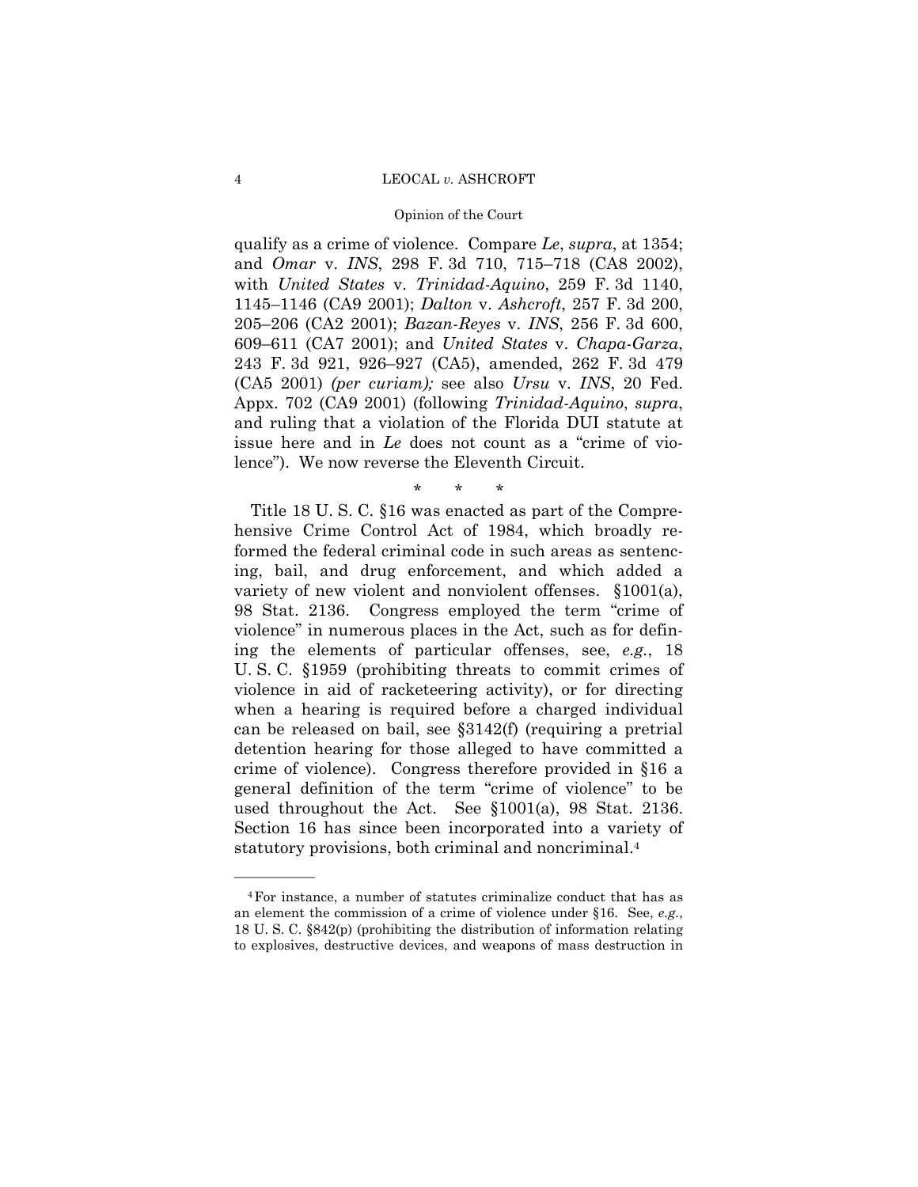qualify as a crime of violence. Compare *Le*, *supra*, at 1354; and *Omar* v. *INS*, 298 F. 3d 710, 715–718 (CA8 2002), with *United States* v. *Trinidad-Aquino*, 259 F. 3d 1140, 1145–1146 (CA9 2001); *Dalton* v. *Ashcroft*, 257 F. 3d 200, 205–206 (CA2 2001); *Bazan-Reyes* v. *INS*, 256 F. 3d 600, 609–611 (CA7 2001); and *United States* v. *Chapa-Garza*, 243 F. 3d 921, 926–927 (CA5), amended, 262 F. 3d 479 (CA5 2001) *(per curiam);* see also *Ursu* v. *INS*, 20 Fed. Appx. 702 (CA9 2001) (following *Trinidad-Aquino*, *supra*, and ruling that a violation of the Florida DUI statute at issue here and in *Le* does not count as a "crime of violence"). We now reverse the Eleventh Circuit.

\* \* \*

Title 18 U. S. C. §16 was enacted as part of the Comprehensive Crime Control Act of 1984, which broadly reformed the federal criminal code in such areas as sentencing, bail, and drug enforcement, and which added a variety of new violent and nonviolent offenses. §1001(a), 98 Stat. 2136. Congress employed the term "crime of violence" in numerous places in the Act, such as for defining the elements of particular offenses, see, *e.g.*, 18 U. S. C. §1959 (prohibiting threats to commit crimes of violence in aid of racketeering activity), or for directing when a hearing is required before a charged individual can be released on bail, see §3142(f) (requiring a pretrial detention hearing for those alleged to have committed a crime of violence). Congress therefore provided in §16 a general definition of the term "crime of violence" to be used throughout the Act. See §1001(a), 98 Stat. 2136. Section 16 has since been incorporated into a variety of statutory provisions, both criminal and noncriminal.[4]

---

[4] For instance, a number of statutes criminalize conduct that has as an element the commission of a crime of violence under §16. See, *e.g.*, 18 U. S. C. §842(p) (prohibiting the distribution of information relating to explosives, destructive devices, and weapons of mass destruction in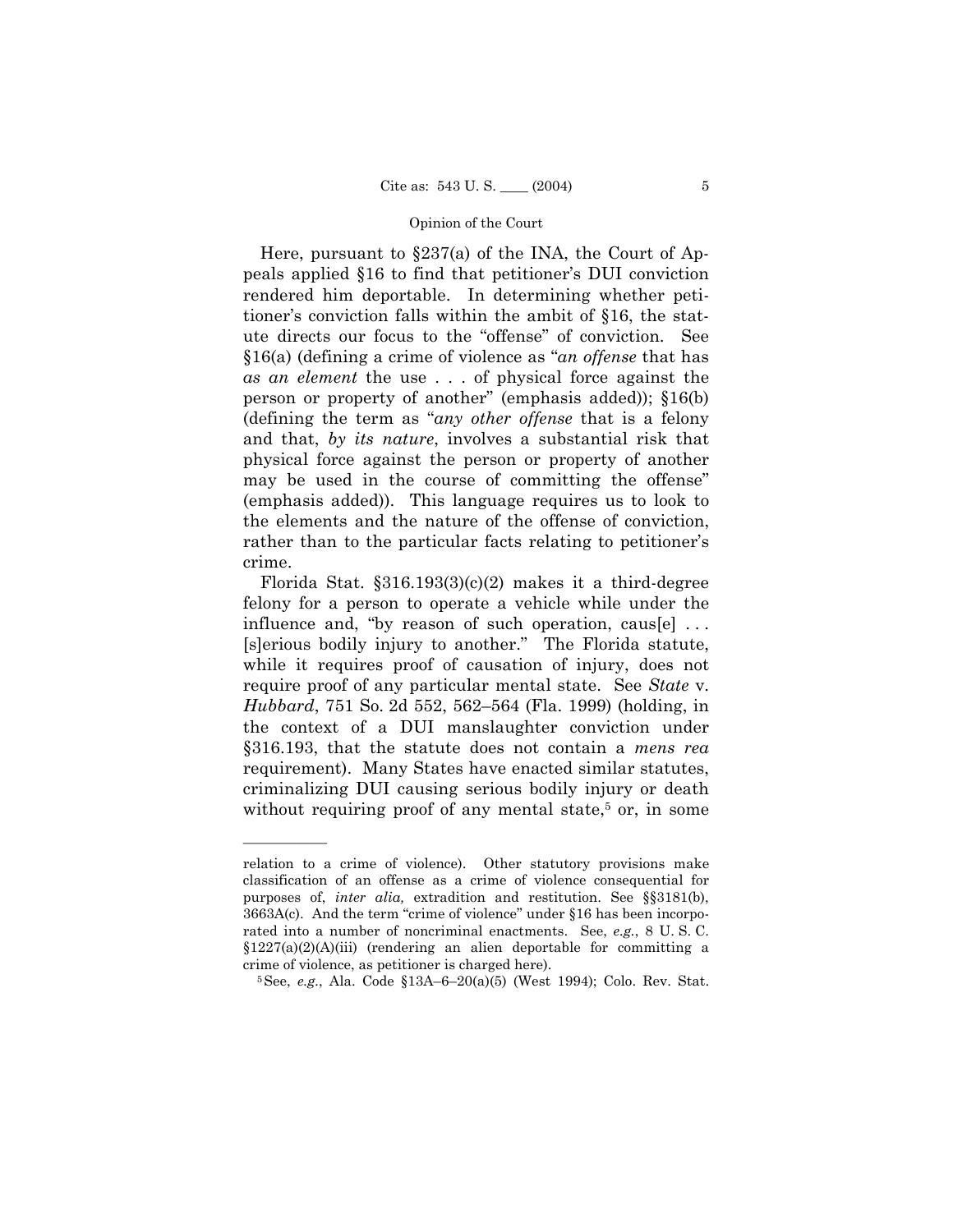Here, pursuant to §237(a) of the INA, the Court of Appeals applied §16 to find that petitioner's DUI conviction rendered him deportable. In determining whether petitioner's conviction falls within the ambit of §16, the statute directs our focus to the "offense" of conviction. See §16(a) (defining a crime of violence as "*an offense* that has *as an element* the use . . . of physical force against the person or property of another" (emphasis added)); §16(b) (defining the term as "*any other offense* that is a felony and that, *by its nature*, involves a substantial risk that physical force against the person or property of another may be used in the course of committing the offense" (emphasis added)). This language requires us to look to the elements and the nature of the offense of conviction, rather than to the particular facts relating to petitioner's crime.

Florida Stat. §316.193(3)(c)(2) makes it a third-degree felony for a person to operate a vehicle while under the influence and, "by reason of such operation, caus[e] . . . [s]erious bodily injury to another." The Florida statute, while it requires proof of causation of injury, does not require proof of any particular mental state. See *State* v. *Hubbard*, 751 So. 2d 552, 562–564 (Fla. 1999) (holding, in the context of a DUI manslaughter conviction under §316.193, that the statute does not contain a *mens rea* requirement). Many States have enacted similar statutes, criminalizing DUI causing serious bodily injury or death without requiring proof of any mental state,[5] or, in some

---

relation to a crime of violence). Other statutory provisions make classification of an offense as a crime of violence consequential for purposes of, *inter alia,* extradition and restitution. See §§3181(b), 3663A(c). And the term "crime of violence" under §16 has been incorporated into a number of noncriminal enactments. See, *e.g.*, 8 U. S. C. §1227(a)(2)(A)(iii) (rendering an alien deportable for committing a crime of violence, as petitioner is charged here).

[5] See, *e.g.*, Ala. Code §13A–6–20(a)(5) (West 1994); Colo. Rev. Stat.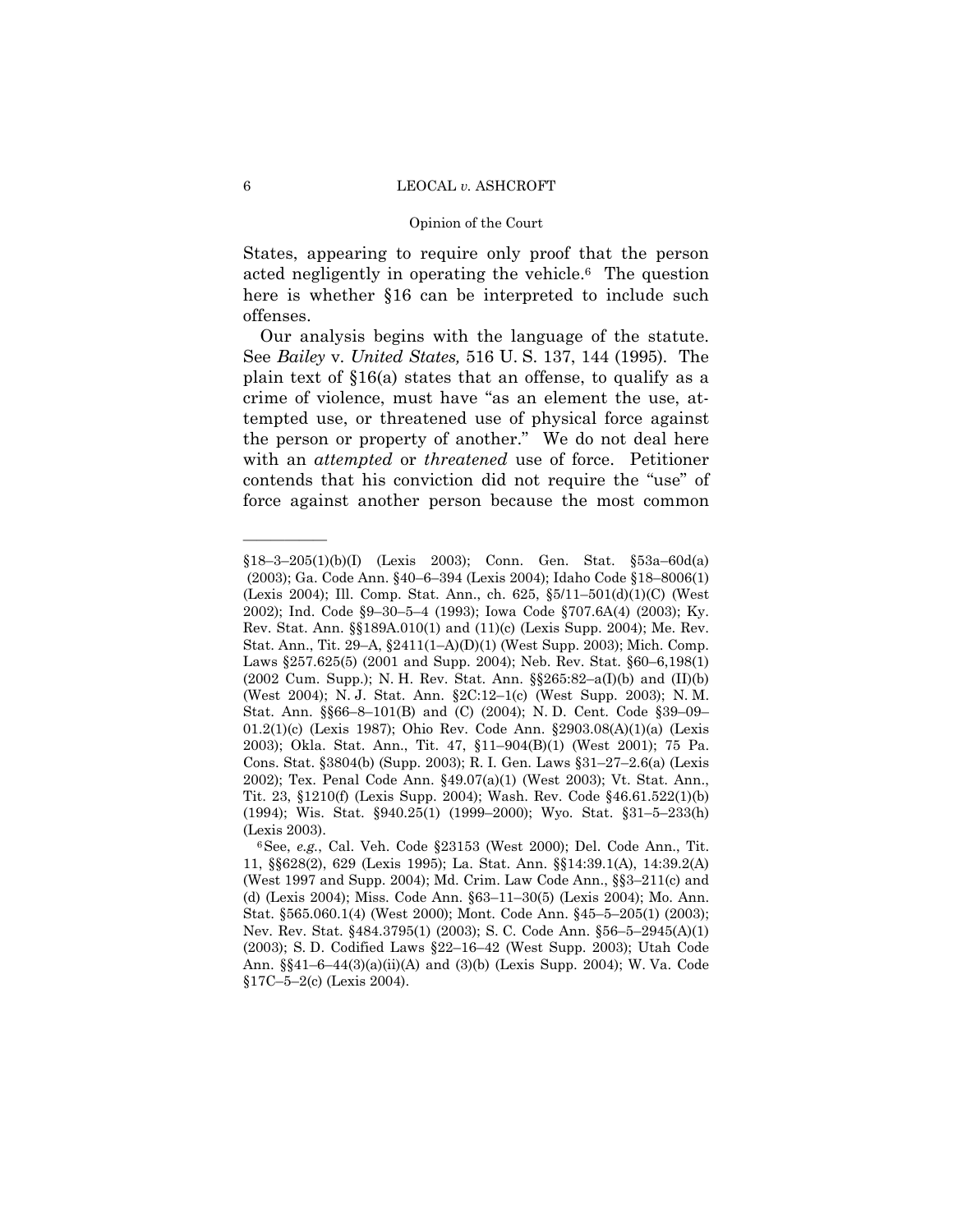States, appearing to require only proof that the person acted negligently in operating the vehicle.[6] The question here is whether §16 can be interpreted to include such offenses.

Our analysis begins with the language of the statute. See *Bailey* v. *United States,* 516 U. S. 137, 144 (1995). The plain text of §16(a) states that an offense, to qualify as a crime of violence, must have "as an element the use, attempted use, or threatened use of physical force against the person or property of another." We do not deal here with an *attempted* or *threatened* use of force. Petitioner contends that his conviction did not require the "use" of force against another person because the most common

---

§18–3–205(1)(b)(I) (Lexis 2003); Conn. Gen. Stat. §53a–60d(a) (2003); Ga. Code Ann. §40–6–394 (Lexis 2004); Idaho Code §18–8006(1) (Lexis 2004); Ill. Comp. Stat. Ann., ch. 625, §5/11–501(d)(1)(C) (West 2002); Ind. Code §9–30–5–4 (1993); Iowa Code §707.6A(4) (2003); Ky. Rev. Stat. Ann. §§189A.010(1) and (11)(c) (Lexis Supp. 2004); Me. Rev. Stat. Ann., Tit. 29–A, §2411(1–A)(D)(1) (West Supp. 2003); Mich. Comp. Laws §257.625(5) (2001 and Supp. 2004); Neb. Rev. Stat. §60–6,198(1) (2002 Cum. Supp.); N. H. Rev. Stat. Ann. §§265:82–a(I)(b) and (II)(b) (West 2004); N. J. Stat. Ann. §2C:12–1(c) (West Supp. 2003); N. M. Stat. Ann. §§66–8–101(B) and (C) (2004); N. D. Cent. Code §39–09–01.2(1)(c) (Lexis 1987); Ohio Rev. Code Ann. §2903.08(A)(1)(a) (Lexis 2003); Okla. Stat. Ann., Tit. 47, §11–904(B)(1) (West 2001); 75 Pa. Cons. Stat. §3804(b) (Supp. 2003); R. I. Gen. Laws §31–27–2.6(a) (Lexis 2002); Tex. Penal Code Ann. §49.07(a)(1) (West 2003); Vt. Stat. Ann., Tit. 23, §1210(f) (Lexis Supp. 2004); Wash. Rev. Code §46.61.522(1)(b) (1994); Wis. Stat. §940.25(1) (1999–2000); Wyo. Stat. §31–5–233(h) (Lexis 2003).

[6] See, *e.g.*, Cal. Veh. Code §23153 (West 2000); Del. Code Ann., Tit. 11, §§628(2), 629 (Lexis 1995); La. Stat. Ann. §§14:39.1(A), 14:39.2(A) (West 1997 and Supp. 2004); Md. Crim. Law Code Ann., §§3–211(c) and (d) (Lexis 2004); Miss. Code Ann. §63–11–30(5) (Lexis 2004); Mo. Ann. Stat. §565.060.1(4) (West 2000); Mont. Code Ann. §45–5–205(1) (2003); Nev. Rev. Stat. §484.3795(1) (2003); S. C. Code Ann. §56–5–2945(A)(1) (2003); S. D. Codified Laws §22–16–42 (West Supp. 2003); Utah Code Ann. §§41–6–44(3)(a)(ii)(A) and (3)(b) (Lexis Supp. 2004); W. Va. Code §17C–5–2(c) (Lexis 2004).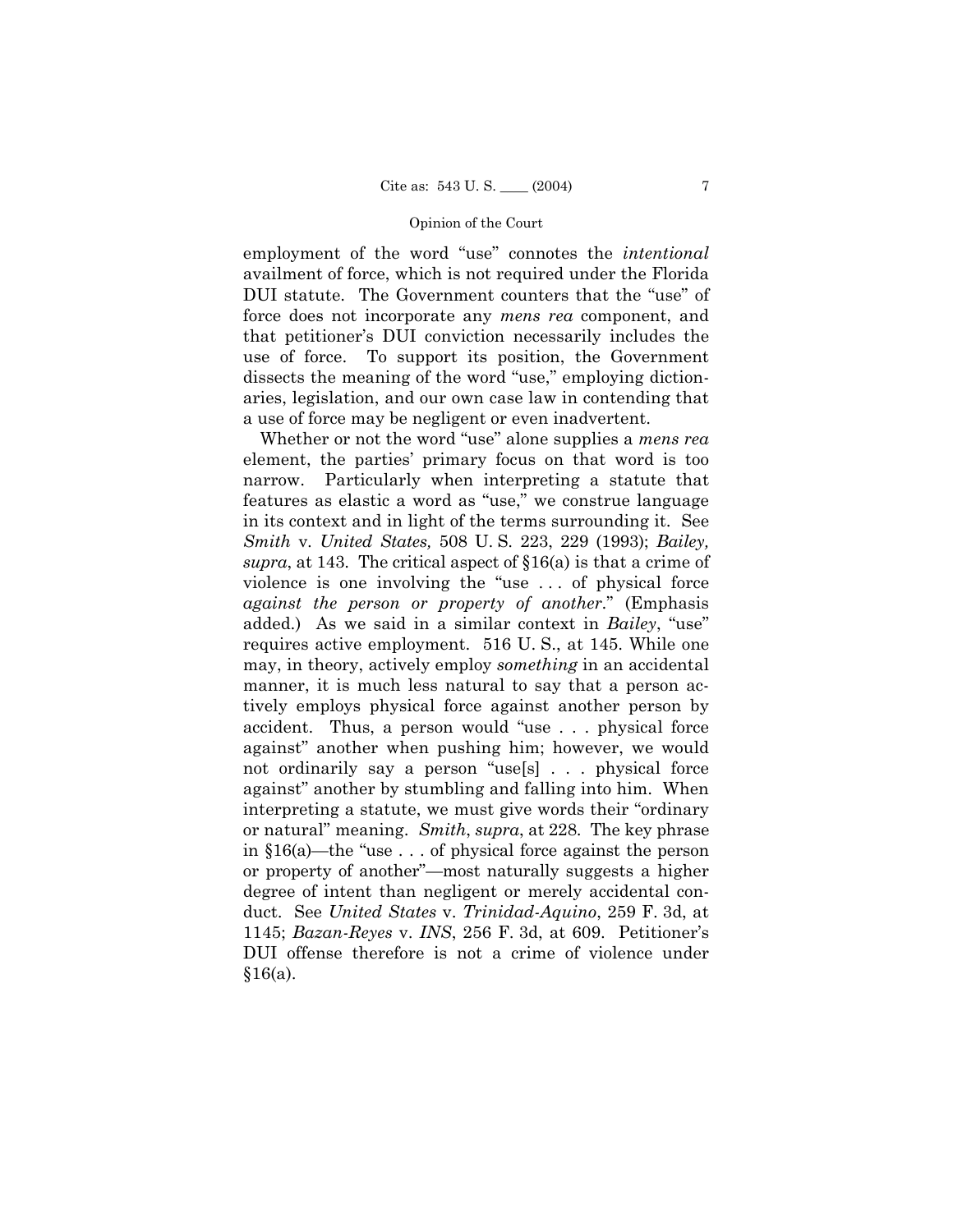employment of the word "use" connotes the *intentional* availment of force, which is not required under the Florida DUI statute. The Government counters that the "use" of force does not incorporate any *mens rea* component, and that petitioner's DUI conviction necessarily includes the use of force. To support its position, the Government dissects the meaning of the word "use," employing dictionaries, legislation, and our own case law in contending that a use of force may be negligent or even inadvertent.

Whether or not the word "use" alone supplies a *mens rea* element, the parties' primary focus on that word is too narrow. Particularly when interpreting a statute that features as elastic a word as "use," we construe language in its context and in light of the terms surrounding it. See *Smith* v. *United States,* 508 U. S. 223, 229 (1993); *Bailey, supra*, at 143. The critical aspect of §16(a) is that a crime of violence is one involving the "use . . . of physical force *against the person or property of another*." (Emphasis added.) As we said in a similar context in *Bailey*, "use" requires active employment. 516 U. S., at 145. While one may, in theory, actively employ *something* in an accidental manner, it is much less natural to say that a person actively employs physical force against another person by accident. Thus, a person would "use . . . physical force against" another when pushing him; however, we would not ordinarily say a person "use[s] . . . physical force against" another by stumbling and falling into him. When interpreting a statute, we must give words their "ordinary or natural" meaning. *Smith*, *supra*, at 228. The key phrase in §16(a)—the "use . . . of physical force against the person or property of another"—most naturally suggests a higher degree of intent than negligent or merely accidental conduct. See *United States* v. *Trinidad-Aquino*, 259 F. 3d, at 1145; *Bazan-Reyes* v. *INS*, 256 F. 3d, at 609. Petitioner's DUI offense therefore is not a crime of violence under §16(a).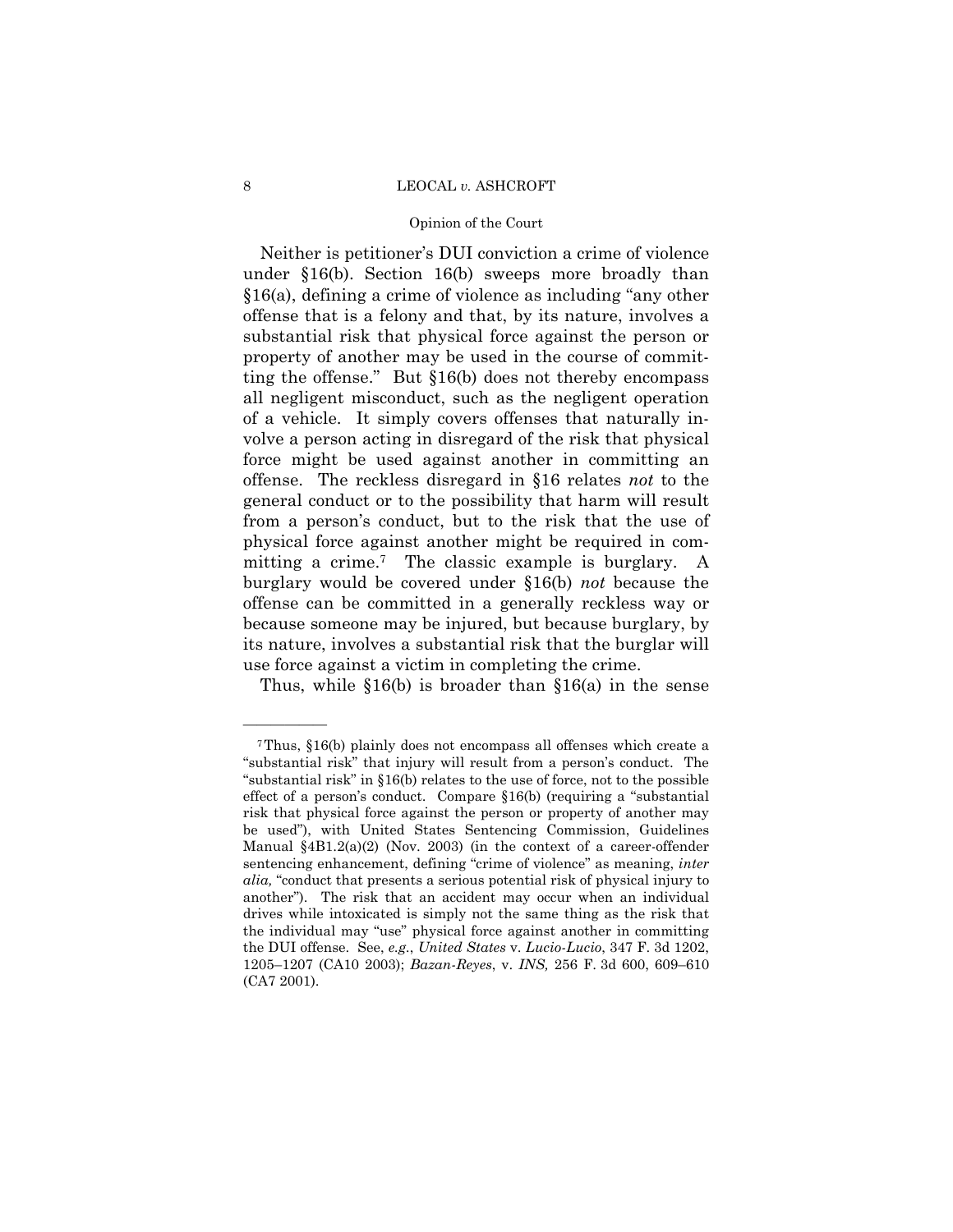Neither is petitioner's DUI conviction a crime of violence under §16(b). Section 16(b) sweeps more broadly than §16(a), defining a crime of violence as including "any other offense that is a felony and that, by its nature, involves a substantial risk that physical force against the person or property of another may be used in the course of committing the offense." But §16(b) does not thereby encompass all negligent misconduct, such as the negligent operation of a vehicle. It simply covers offenses that naturally involve a person acting in disregard of the risk that physical force might be used against another in committing an offense. The reckless disregard in §16 relates *not* to the general conduct or to the possibility that harm will result from a person's conduct, but to the risk that the use of physical force against another might be required in committing a crime.[7] The classic example is burglary. A burglary would be covered under §16(b) *not* because the offense can be committed in a generally reckless way or because someone may be injured, but because burglary, by its nature, involves a substantial risk that the burglar will use force against a victim in completing the crime.

Thus, while §16(b) is broader than §16(a) in the sense

---

[7] Thus, §16(b) plainly does not encompass all offenses which create a "substantial risk" that injury will result from a person's conduct. The "substantial risk" in §16(b) relates to the use of force, not to the possible effect of a person's conduct. Compare §16(b) (requiring a "substantial risk that physical force against the person or property of another may be used"), with United States Sentencing Commission, Guidelines Manual §4B1.2(a)(2) (Nov. 2003) (in the context of a career-offender sentencing enhancement, defining "crime of violence" as meaning, *inter alia,* "conduct that presents a serious potential risk of physical injury to another"). The risk that an accident may occur when an individual drives while intoxicated is simply not the same thing as the risk that the individual may "use" physical force against another in committing the DUI offense. See, *e.g.*, *United States* v. *Lucio-Lucio*, 347 F. 3d 1202, 1205–1207 (CA10 2003); *Bazan-Reyes*, v. *INS,* 256 F. 3d 600, 609–610 (CA7 2001).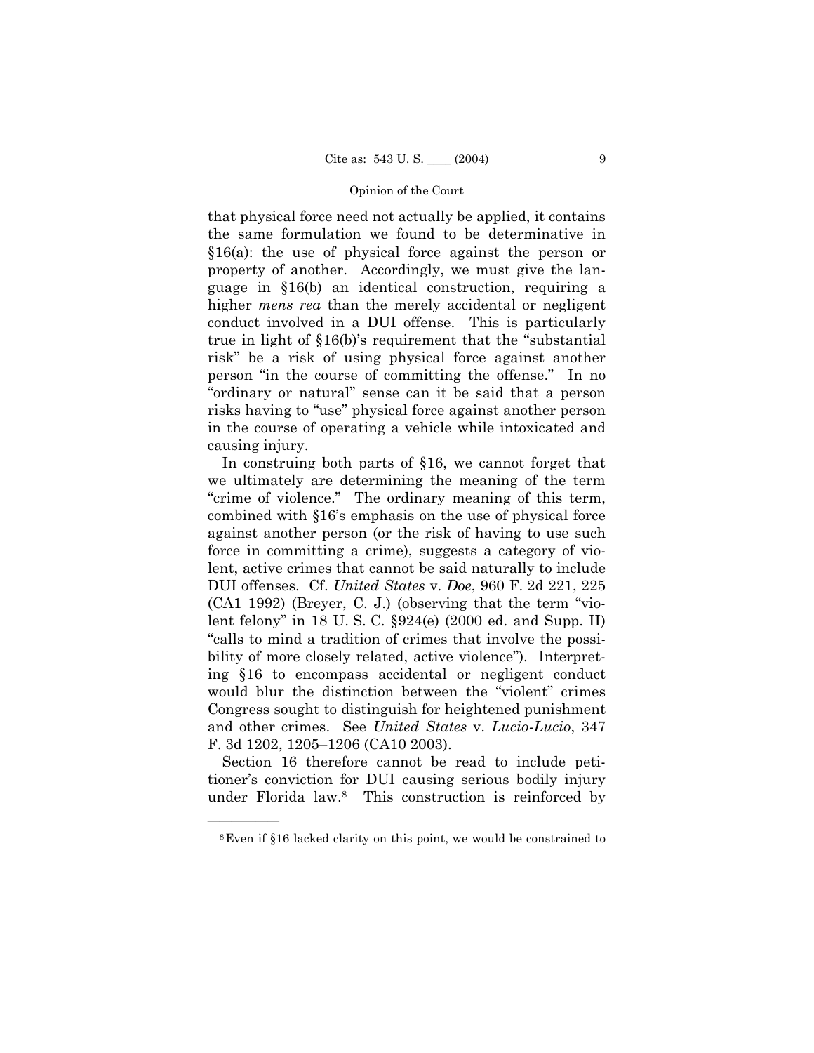that physical force need not actually be applied, it contains the same formulation we found to be determinative in §16(a): the use of physical force against the person or property of another. Accordingly, we must give the language in §16(b) an identical construction, requiring a higher *mens rea* than the merely accidental or negligent conduct involved in a DUI offense. This is particularly true in light of §16(b)'s requirement that the "substantial risk" be a risk of using physical force against another person "in the course of committing the offense." In no "ordinary or natural" sense can it be said that a person risks having to "use" physical force against another person in the course of operating a vehicle while intoxicated and causing injury.

In construing both parts of §16, we cannot forget that we ultimately are determining the meaning of the term "crime of violence." The ordinary meaning of this term, combined with §16's emphasis on the use of physical force against another person (or the risk of having to use such force in committing a crime), suggests a category of violent, active crimes that cannot be said naturally to include DUI offenses. Cf. *United States* v. *Doe*, 960 F. 2d 221, 225 (CA1 1992) (Breyer, C. J.) (observing that the term "violent felony" in 18 U. S. C. §924(e) (2000 ed. and Supp. II) "calls to mind a tradition of crimes that involve the possibility of more closely related, active violence"). Interpreting §16 to encompass accidental or negligent conduct would blur the distinction between the "violent" crimes Congress sought to distinguish for heightened punishment and other crimes. See *United States* v. *Lucio-Lucio*, 347 F. 3d 1202, 1205–1206 (CA10 2003).

Section 16 therefore cannot be read to include petitioner's conviction for DUI causing serious bodily injury under Florida law.[8] This construction is reinforced by

---

[8] Even if §16 lacked clarity on this point, we would be constrained to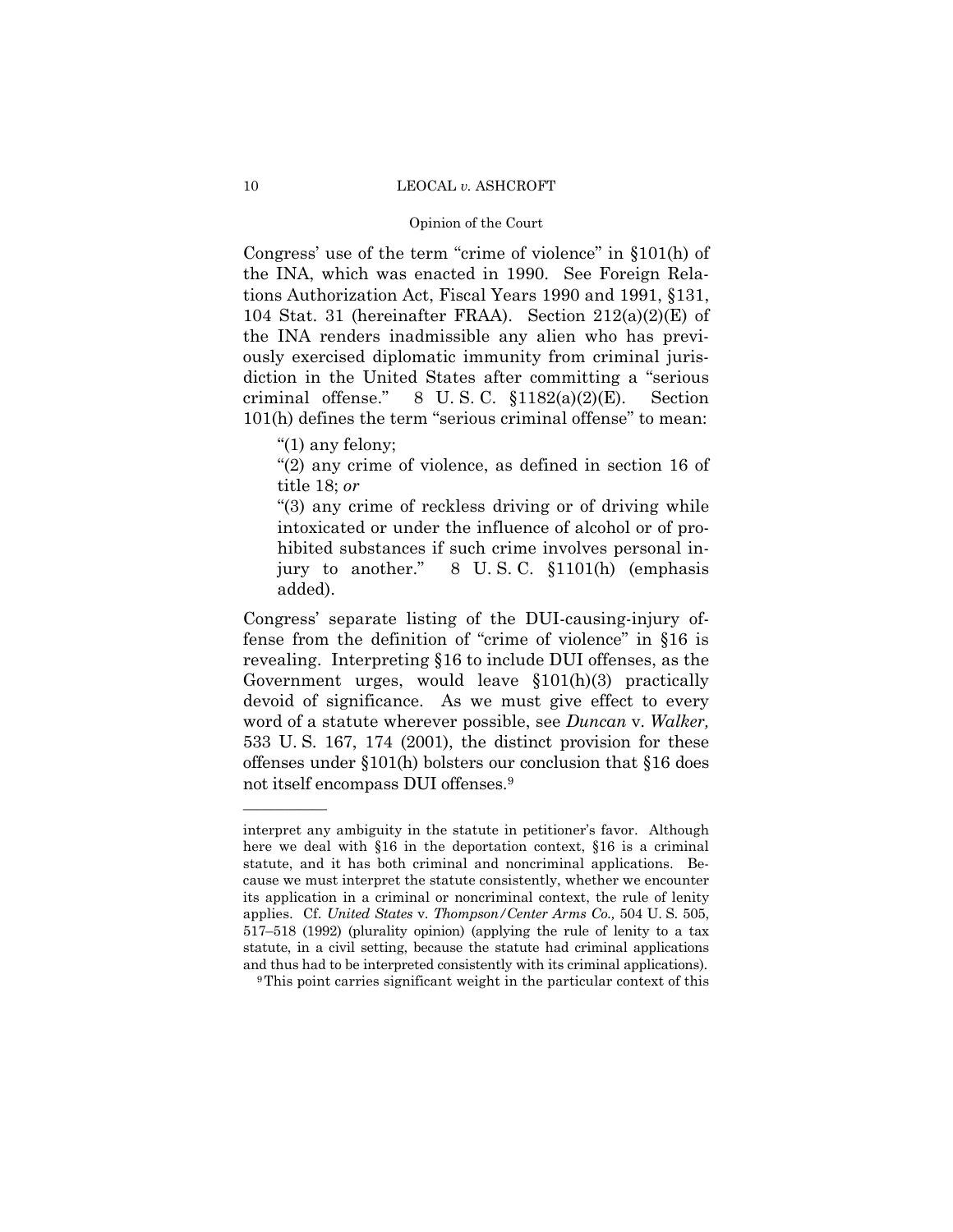Congress' use of the term "crime of violence" in §101(h) of the INA, which was enacted in 1990. See Foreign Relations Authorization Act, Fiscal Years 1990 and 1991, §131, 104 Stat. 31 (hereinafter FRAA). Section 212(a)(2)(E) of the INA renders inadmissible any alien who has previously exercised diplomatic immunity from criminal jurisdiction in the United States after committing a "serious criminal offense." 8 U. S. C. §1182(a)(2)(E). Section 101(h) defines the term "serious criminal offense" to mean:

> "(1) any felony;
>
> "(2) any crime of violence, as defined in section 16 of title 18; *or*
>
> "(3) any crime of reckless driving or of driving while intoxicated or under the influence of alcohol or of prohibited substances if such crime involves personal injury to another." 8 U. S. C. §1101(h) (emphasis added).

Congress' separate listing of the DUI-causing-injury offense from the definition of "crime of violence" in §16 is revealing. Interpreting §16 to include DUI offenses, as the Government urges, would leave §101(h)(3) practically devoid of significance. As we must give effect to every word of a statute wherever possible, see *Duncan* v. *Walker,* 533 U. S. 167, 174 (2001), the distinct provision for these offenses under §101(h) bolsters our conclusion that §16 does not itself encompass DUI offenses.[9]

---

interpret any ambiguity in the statute in petitioner's favor. Although here we deal with §16 in the deportation context, §16 is a criminal statute, and it has both criminal and noncriminal applications. Because we must interpret the statute consistently, whether we encounter its application in a criminal or noncriminal context, the rule of lenity applies. Cf. *United States* v. *Thompson/Center Arms Co.,* 504 U. S. 505, 517–518 (1992) (plurality opinion) (applying the rule of lenity to a tax statute, in a civil setting, because the statute had criminal applications and thus had to be interpreted consistently with its criminal applications).

[9] This point carries significant weight in the particular context of this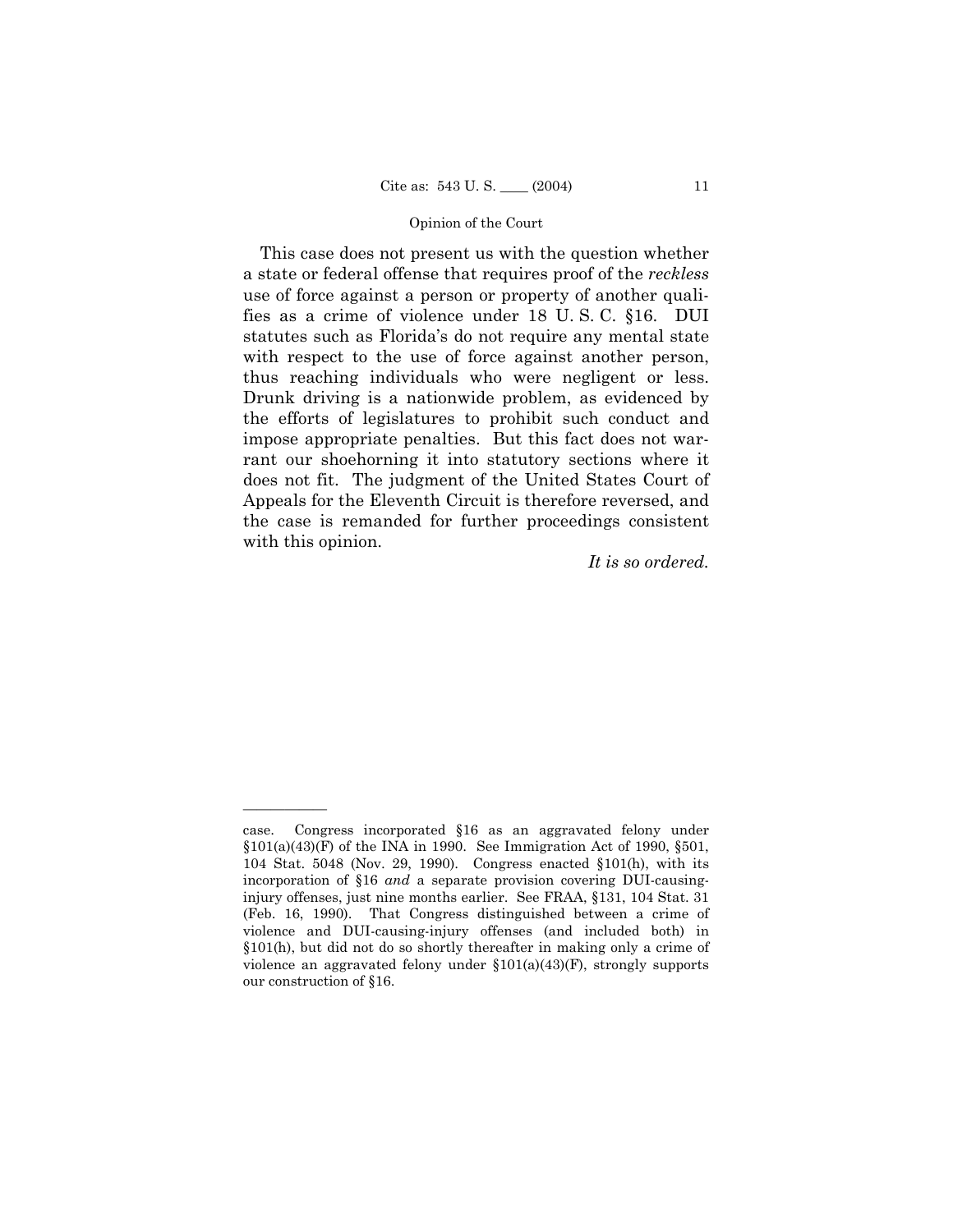This case does not present us with the question whether a state or federal offense that requires proof of the *reckless* use of force against a person or property of another qualifies as a crime of violence under 18 U. S. C. §16. DUI statutes such as Florida's do not require any mental state with respect to the use of force against another person, thus reaching individuals who were negligent or less. Drunk driving is a nationwide problem, as evidenced by the efforts of legislatures to prohibit such conduct and impose appropriate penalties. But this fact does not warrant our shoehorning it into statutory sections where it does not fit. The judgment of the United States Court of Appeals for the Eleventh Circuit is therefore reversed, and the case is remanded for further proceedings consistent with this opinion.

*It is so ordered.*

---

case. Congress incorporated §16 as an aggravated felony under §101(a)(43)(F) of the INA in 1990. See Immigration Act of 1990, §501, 104 Stat. 5048 (Nov. 29, 1990). Congress enacted §101(h), with its incorporation of §16 *and* a separate provision covering DUI-causing-injury offenses, just nine months earlier. See FRAA, §131, 104 Stat. 31 (Feb. 16, 1990). That Congress distinguished between a crime of violence and DUI-causing-injury offenses (and included both) in §101(h), but did not do so shortly thereafter in making only a crime of violence an aggravated felony under §101(a)(43)(F), strongly supports our construction of §16.